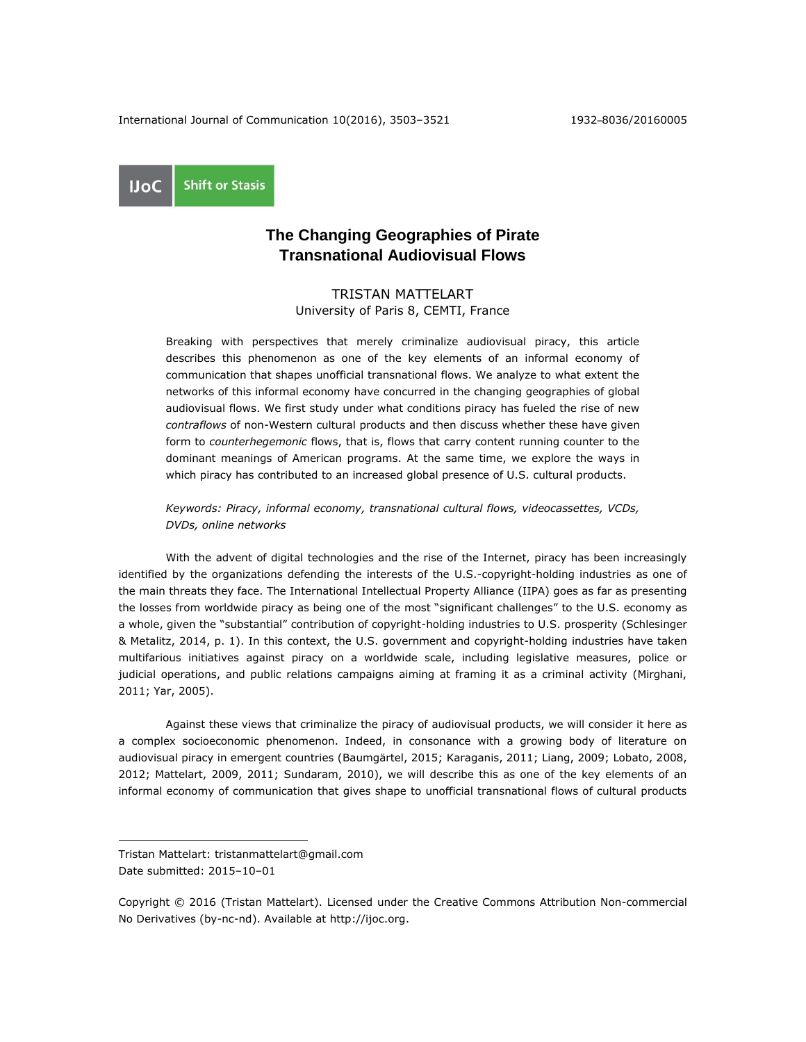IJoC Shift or Stasis

# The Changing Geographies of Pirate Transnational Audiovisual Flows

TRISTAN MATTELART
University of Paris 8, CEMTI, France

Breaking with perspectives that merely criminalize audiovisual piracy, this article describes this phenomenon as one of the key elements of an informal economy of communication that shapes unofficial transnational flows. We analyze to what extent the networks of this informal economy have concurred in the changing geographies of global audiovisual flows. We first study under what conditions piracy has fueled the rise of new *contraflows* of non-Western cultural products and then discuss whether these have given form to *counterhegemonic* flows, that is, flows that carry content running counter to the dominant meanings of American programs. At the same time, we explore the ways in which piracy has contributed to an increased global presence of U.S. cultural products.

*Keywords: Piracy, informal economy, transnational cultural flows, videocassettes, VCDs, DVDs, online networks*

With the advent of digital technologies and the rise of the Internet, piracy has been increasingly identified by the organizations defending the interests of the U.S.-copyright-holding industries as one of the main threats they face. The International Intellectual Property Alliance (IIPA) goes as far as presenting the losses from worldwide piracy as being one of the most "significant challenges" to the U.S. economy as a whole, given the "substantial" contribution of copyright-holding industries to U.S. prosperity (Schlesinger & Metalitz, 2014, p. 1). In this context, the U.S. government and copyright-holding industries have taken multifarious initiatives against piracy on a worldwide scale, including legislative measures, police or judicial operations, and public relations campaigns aiming at framing it as a criminal activity (Mirghani, 2011; Yar, 2005).

Against these views that criminalize the piracy of audiovisual products, we will consider it here as a complex socioeconomic phenomenon. Indeed, in consonance with a growing body of literature on audiovisual piracy in emergent countries (Baumgärtel, 2015; Karaganis, 2011; Liang, 2009; Lobato, 2008, 2012; Mattelart, 2009, 2011; Sundaram, 2010), we will describe this as one of the key elements of an informal economy of communication that gives shape to unofficial transnational flows of cultural products

---

Tristan Mattelart: tristanmattelart@gmail.com
Date submitted: 2015–10–01

Copyright © 2016 (Tristan Mattelart). Licensed under the Creative Commons Attribution Non-commercial No Derivatives (by-nc-nd). Available at http://ijoc.org.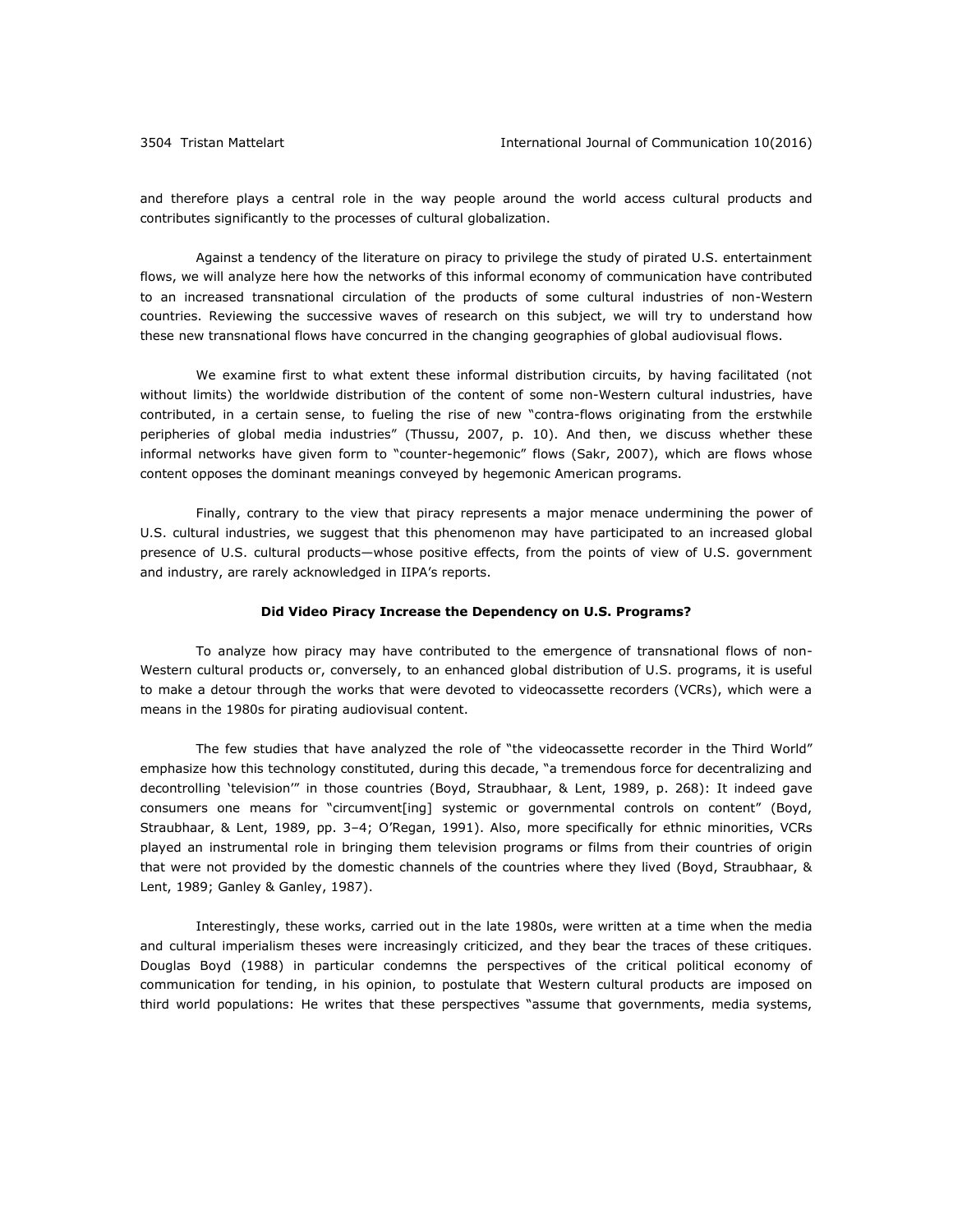and therefore plays a central role in the way people around the world access cultural products and contributes significantly to the processes of cultural globalization.

Against a tendency of the literature on piracy to privilege the study of pirated U.S. entertainment flows, we will analyze here how the networks of this informal economy of communication have contributed to an increased transnational circulation of the products of some cultural industries of non-Western countries. Reviewing the successive waves of research on this subject, we will try to understand how these new transnational flows have concurred in the changing geographies of global audiovisual flows.

We examine first to what extent these informal distribution circuits, by having facilitated (not without limits) the worldwide distribution of the content of some non-Western cultural industries, have contributed, in a certain sense, to fueling the rise of new "contra-flows originating from the erstwhile peripheries of global media industries" (Thussu, 2007, p. 10). And then, we discuss whether these informal networks have given form to "counter-hegemonic" flows (Sakr, 2007), which are flows whose content opposes the dominant meanings conveyed by hegemonic American programs.

Finally, contrary to the view that piracy represents a major menace undermining the power of U.S. cultural industries, we suggest that this phenomenon may have participated to an increased global presence of U.S. cultural products—whose positive effects, from the points of view of U.S. government and industry, are rarely acknowledged in IIPA's reports.

## Did Video Piracy Increase the Dependency on U.S. Programs?

To analyze how piracy may have contributed to the emergence of transnational flows of non-Western cultural products or, conversely, to an enhanced global distribution of U.S. programs, it is useful to make a detour through the works that were devoted to videocassette recorders (VCRs), which were a means in the 1980s for pirating audiovisual content.

The few studies that have analyzed the role of "the videocassette recorder in the Third World" emphasize how this technology constituted, during this decade, "a tremendous force for decentralizing and decontrolling 'television'" in those countries (Boyd, Straubhaar, & Lent, 1989, p. 268): It indeed gave consumers one means for "circumvent[ing] systemic or governmental controls on content" (Boyd, Straubhaar, & Lent, 1989, pp. 3–4; O'Regan, 1991). Also, more specifically for ethnic minorities, VCRs played an instrumental role in bringing them television programs or films from their countries of origin that were not provided by the domestic channels of the countries where they lived (Boyd, Straubhaar, & Lent, 1989; Ganley & Ganley, 1987).

Interestingly, these works, carried out in the late 1980s, were written at a time when the media and cultural imperialism theses were increasingly criticized, and they bear the traces of these critiques. Douglas Boyd (1988) in particular condemns the perspectives of the critical political economy of communication for tending, in his opinion, to postulate that Western cultural products are imposed on third world populations: He writes that these perspectives "assume that governments, media systems,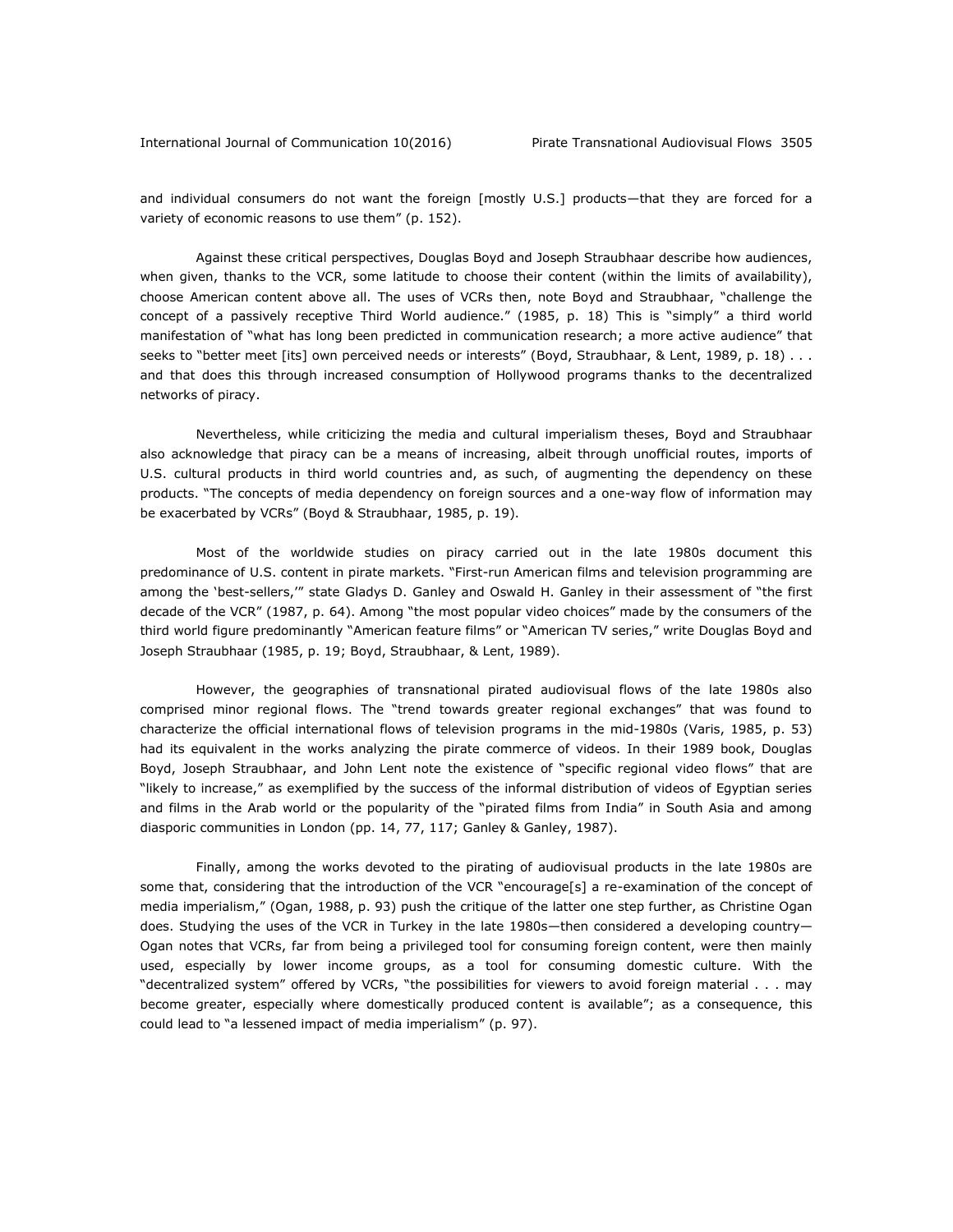and individual consumers do not want the foreign [mostly U.S.] products—that they are forced for a variety of economic reasons to use them" (p. 152).

Against these critical perspectives, Douglas Boyd and Joseph Straubhaar describe how audiences, when given, thanks to the VCR, some latitude to choose their content (within the limits of availability), choose American content above all. The uses of VCRs then, note Boyd and Straubhaar, "challenge the concept of a passively receptive Third World audience." (1985, p. 18) This is "simply" a third world manifestation of "what has long been predicted in communication research; a more active audience" that seeks to "better meet [its] own perceived needs or interests" (Boyd, Straubhaar, & Lent, 1989, p. 18) . . . and that does this through increased consumption of Hollywood programs thanks to the decentralized networks of piracy.

Nevertheless, while criticizing the media and cultural imperialism theses, Boyd and Straubhaar also acknowledge that piracy can be a means of increasing, albeit through unofficial routes, imports of U.S. cultural products in third world countries and, as such, of augmenting the dependency on these products. "The concepts of media dependency on foreign sources and a one-way flow of information may be exacerbated by VCRs" (Boyd & Straubhaar, 1985, p. 19).

Most of the worldwide studies on piracy carried out in the late 1980s document this predominance of U.S. content in pirate markets. "First-run American films and television programming are among the 'best-sellers,'" state Gladys D. Ganley and Oswald H. Ganley in their assessment of "the first decade of the VCR" (1987, p. 64). Among "the most popular video choices" made by the consumers of the third world figure predominantly "American feature films" or "American TV series," write Douglas Boyd and Joseph Straubhaar (1985, p. 19; Boyd, Straubhaar, & Lent, 1989).

However, the geographies of transnational pirated audiovisual flows of the late 1980s also comprised minor regional flows. The "trend towards greater regional exchanges" that was found to characterize the official international flows of television programs in the mid-1980s (Varis, 1985, p. 53) had its equivalent in the works analyzing the pirate commerce of videos. In their 1989 book, Douglas Boyd, Joseph Straubhaar, and John Lent note the existence of "specific regional video flows" that are "likely to increase," as exemplified by the success of the informal distribution of videos of Egyptian series and films in the Arab world or the popularity of the "pirated films from India" in South Asia and among diasporic communities in London (pp. 14, 77, 117; Ganley & Ganley, 1987).

Finally, among the works devoted to the pirating of audiovisual products in the late 1980s are some that, considering that the introduction of the VCR "encourage[s] a re-examination of the concept of media imperialism," (Ogan, 1988, p. 93) push the critique of the latter one step further, as Christine Ogan does. Studying the uses of the VCR in Turkey in the late 1980s—then considered a developing country—Ogan notes that VCRs, far from being a privileged tool for consuming foreign content, were then mainly used, especially by lower income groups, as a tool for consuming domestic culture. With the "decentralized system" offered by VCRs, "the possibilities for viewers to avoid foreign material . . . may become greater, especially where domestically produced content is available"; as a consequence, this could lead to "a lessened impact of media imperialism" (p. 97).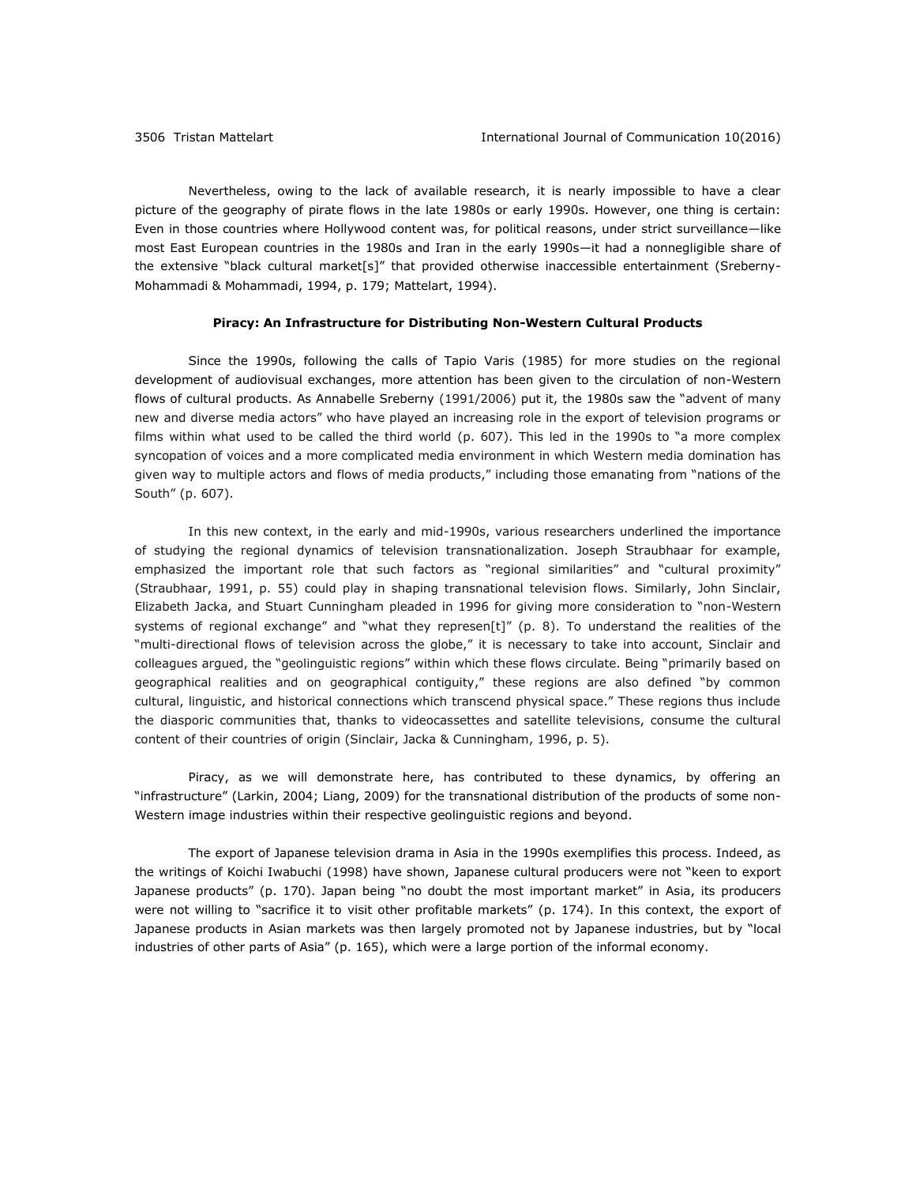Nevertheless, owing to the lack of available research, it is nearly impossible to have a clear picture of the geography of pirate flows in the late 1980s or early 1990s. However, one thing is certain: Even in those countries where Hollywood content was, for political reasons, under strict surveillance—like most East European countries in the 1980s and Iran in the early 1990s—it had a nonnegligible share of the extensive "black cultural market[s]" that provided otherwise inaccessible entertainment (Sreberny-Mohammadi & Mohammadi, 1994, p. 179; Mattelart, 1994).

## Piracy: An Infrastructure for Distributing Non-Western Cultural Products

Since the 1990s, following the calls of Tapio Varis (1985) for more studies on the regional development of audiovisual exchanges, more attention has been given to the circulation of non-Western flows of cultural products. As Annabelle Sreberny (1991/2006) put it, the 1980s saw the "advent of many new and diverse media actors" who have played an increasing role in the export of television programs or films within what used to be called the third world (p. 607). This led in the 1990s to "a more complex syncopation of voices and a more complicated media environment in which Western media domination has given way to multiple actors and flows of media products," including those emanating from "nations of the South" (p. 607).

In this new context, in the early and mid-1990s, various researchers underlined the importance of studying the regional dynamics of television transnationalization. Joseph Straubhaar for example, emphasized the important role that such factors as "regional similarities" and "cultural proximity" (Straubhaar, 1991, p. 55) could play in shaping transnational television flows. Similarly, John Sinclair, Elizabeth Jacka, and Stuart Cunningham pleaded in 1996 for giving more consideration to "non-Western systems of regional exchange" and "what they represen[t]" (p. 8). To understand the realities of the "multi-directional flows of television across the globe," it is necessary to take into account, Sinclair and colleagues argued, the "geolinguistic regions" within which these flows circulate. Being "primarily based on geographical realities and on geographical contiguity," these regions are also defined "by common cultural, linguistic, and historical connections which transcend physical space." These regions thus include the diasporic communities that, thanks to videocassettes and satellite televisions, consume the cultural content of their countries of origin (Sinclair, Jacka & Cunningham, 1996, p. 5).

Piracy, as we will demonstrate here, has contributed to these dynamics, by offering an "infrastructure" (Larkin, 2004; Liang, 2009) for the transnational distribution of the products of some non-Western image industries within their respective geolinguistic regions and beyond.

The export of Japanese television drama in Asia in the 1990s exemplifies this process. Indeed, as the writings of Koichi Iwabuchi (1998) have shown, Japanese cultural producers were not "keen to export Japanese products" (p. 170). Japan being "no doubt the most important market" in Asia, its producers were not willing to "sacrifice it to visit other profitable markets" (p. 174). In this context, the export of Japanese products in Asian markets was then largely promoted not by Japanese industries, but by "local industries of other parts of Asia" (p. 165), which were a large portion of the informal economy.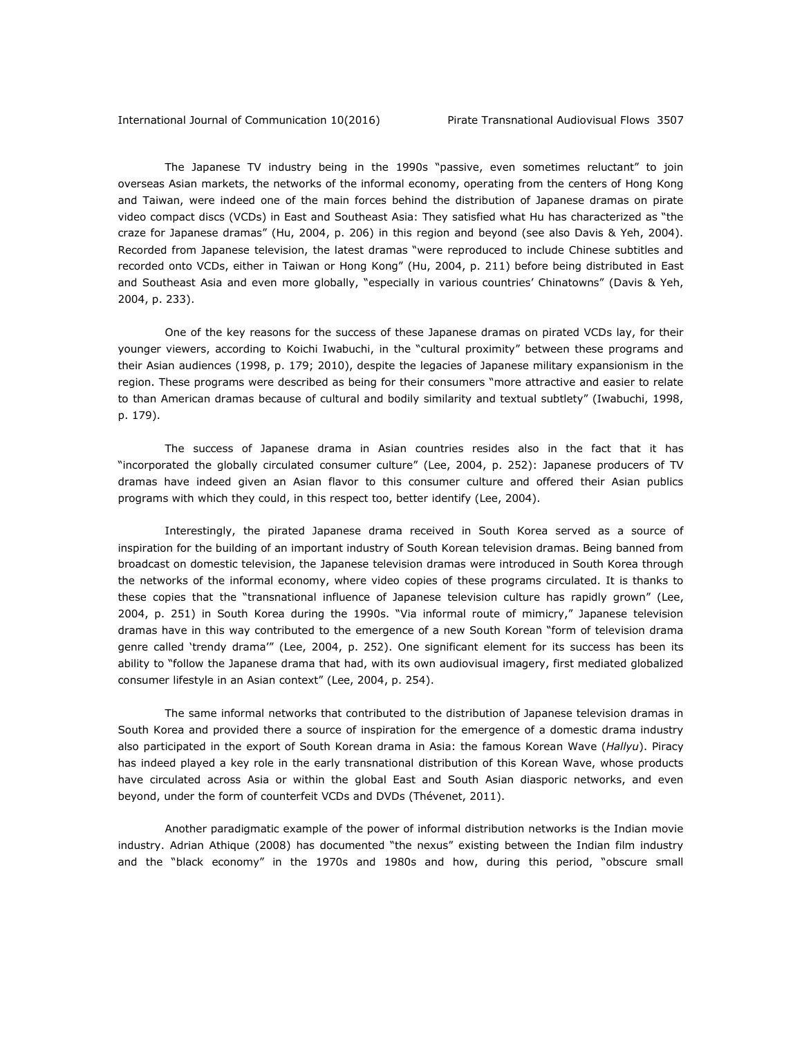The Japanese TV industry being in the 1990s "passive, even sometimes reluctant" to join overseas Asian markets, the networks of the informal economy, operating from the centers of Hong Kong and Taiwan, were indeed one of the main forces behind the distribution of Japanese dramas on pirate video compact discs (VCDs) in East and Southeast Asia: They satisfied what Hu has characterized as "the craze for Japanese dramas" (Hu, 2004, p. 206) in this region and beyond (see also Davis & Yeh, 2004). Recorded from Japanese television, the latest dramas "were reproduced to include Chinese subtitles and recorded onto VCDs, either in Taiwan or Hong Kong" (Hu, 2004, p. 211) before being distributed in East and Southeast Asia and even more globally, "especially in various countries' Chinatowns" (Davis & Yeh, 2004, p. 233).

One of the key reasons for the success of these Japanese dramas on pirated VCDs lay, for their younger viewers, according to Koichi Iwabuchi, in the "cultural proximity" between these programs and their Asian audiences (1998, p. 179; 2010), despite the legacies of Japanese military expansionism in the region. These programs were described as being for their consumers "more attractive and easier to relate to than American dramas because of cultural and bodily similarity and textual subtlety" (Iwabuchi, 1998, p. 179).

The success of Japanese drama in Asian countries resides also in the fact that it has "incorporated the globally circulated consumer culture" (Lee, 2004, p. 252): Japanese producers of TV dramas have indeed given an Asian flavor to this consumer culture and offered their Asian publics programs with which they could, in this respect too, better identify (Lee, 2004).

Interestingly, the pirated Japanese drama received in South Korea served as a source of inspiration for the building of an important industry of South Korean television dramas. Being banned from broadcast on domestic television, the Japanese television dramas were introduced in South Korea through the networks of the informal economy, where video copies of these programs circulated. It is thanks to these copies that the "transnational influence of Japanese television culture has rapidly grown" (Lee, 2004, p. 251) in South Korea during the 1990s. "Via informal route of mimicry," Japanese television dramas have in this way contributed to the emergence of a new South Korean "form of television drama genre called 'trendy drama'" (Lee, 2004, p. 252). One significant element for its success has been its ability to "follow the Japanese drama that had, with its own audiovisual imagery, first mediated globalized consumer lifestyle in an Asian context" (Lee, 2004, p. 254).

The same informal networks that contributed to the distribution of Japanese television dramas in South Korea and provided there a source of inspiration for the emergence of a domestic drama industry also participated in the export of South Korean drama in Asia: the famous Korean Wave (*Hallyu*). Piracy has indeed played a key role in the early transnational distribution of this Korean Wave, whose products have circulated across Asia or within the global East and South Asian diasporic networks, and even beyond, under the form of counterfeit VCDs and DVDs (Thévenet, 2011).

Another paradigmatic example of the power of informal distribution networks is the Indian movie industry. Adrian Athique (2008) has documented "the nexus" existing between the Indian film industry and the "black economy" in the 1970s and 1980s and how, during this period, "obscure small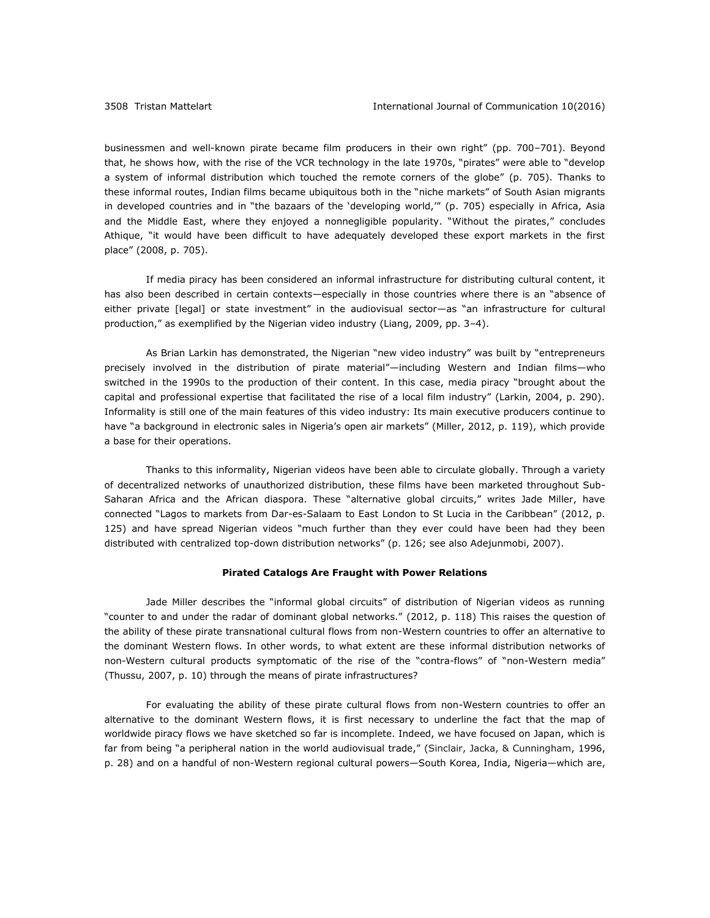businessmen and well-known pirate became film producers in their own right" (pp. 700–701). Beyond that, he shows how, with the rise of the VCR technology in the late 1970s, "pirates" were able to "develop a system of informal distribution which touched the remote corners of the globe" (p. 705). Thanks to these informal routes, Indian films became ubiquitous both in the "niche markets" of South Asian migrants in developed countries and in "the bazaars of the 'developing world,'" (p. 705) especially in Africa, Asia and the Middle East, where they enjoyed a nonnegligible popularity. "Without the pirates," concludes Athique, "it would have been difficult to have adequately developed these export markets in the first place" (2008, p. 705).

If media piracy has been considered an informal infrastructure for distributing cultural content, it has also been described in certain contexts—especially in those countries where there is an "absence of either private [legal] or state investment" in the audiovisual sector—as "an infrastructure for cultural production," as exemplified by the Nigerian video industry (Liang, 2009, pp. 3–4).

As Brian Larkin has demonstrated, the Nigerian "new video industry" was built by "entrepreneurs precisely involved in the distribution of pirate material"—including Western and Indian films—who switched in the 1990s to the production of their content. In this case, media piracy "brought about the capital and professional expertise that facilitated the rise of a local film industry" (Larkin, 2004, p. 290). Informality is still one of the main features of this video industry: Its main executive producers continue to have "a background in electronic sales in Nigeria's open air markets" (Miller, 2012, p. 119), which provide a base for their operations.

Thanks to this informality, Nigerian videos have been able to circulate globally. Through a variety of decentralized networks of unauthorized distribution, these films have been marketed throughout Sub-Saharan Africa and the African diaspora. These "alternative global circuits," writes Jade Miller, have connected "Lagos to markets from Dar-es-Salaam to East London to St Lucia in the Caribbean" (2012, p. 125) and have spread Nigerian videos "much further than they ever could have been had they been distributed with centralized top-down distribution networks" (p. 126; see also Adejunmobi, 2007).

**Pirated Catalogs Are Fraught with Power Relations**

Jade Miller describes the "informal global circuits" of distribution of Nigerian videos as running "counter to and under the radar of dominant global networks." (2012, p. 118) This raises the question of the ability of these pirate transnational cultural flows from non-Western countries to offer an alternative to the dominant Western flows. In other words, to what extent are these informal distribution networks of non-Western cultural products symptomatic of the rise of the "contra-flows" of "non-Western media" (Thussu, 2007, p. 10) through the means of pirate infrastructures?

For evaluating the ability of these pirate cultural flows from non-Western countries to offer an alternative to the dominant Western flows, it is first necessary to underline the fact that the map of worldwide piracy flows we have sketched so far is incomplete. Indeed, we have focused on Japan, which is far from being "a peripheral nation in the world audiovisual trade," (Sinclair, Jacka, & Cunningham, 1996, p. 28) and on a handful of non-Western regional cultural powers—South Korea, India, Nigeria—which are,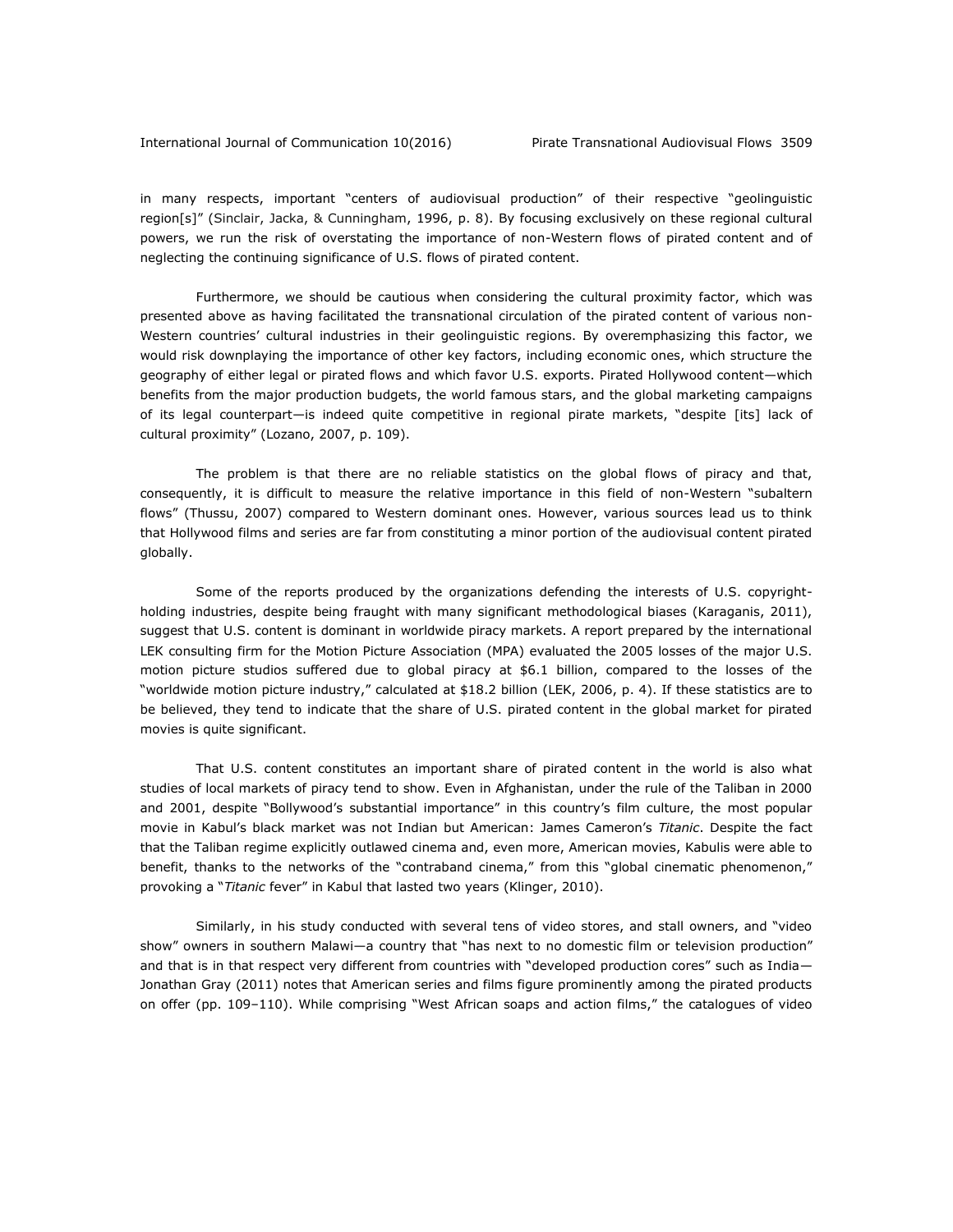in many respects, important "centers of audiovisual production" of their respective "geolinguistic region[s]" (Sinclair, Jacka, & Cunningham, 1996, p. 8). By focusing exclusively on these regional cultural powers, we run the risk of overstating the importance of non-Western flows of pirated content and of neglecting the continuing significance of U.S. flows of pirated content.

Furthermore, we should be cautious when considering the cultural proximity factor, which was presented above as having facilitated the transnational circulation of the pirated content of various non-Western countries' cultural industries in their geolinguistic regions. By overemphasizing this factor, we would risk downplaying the importance of other key factors, including economic ones, which structure the geography of either legal or pirated flows and which favor U.S. exports. Pirated Hollywood content—which benefits from the major production budgets, the world famous stars, and the global marketing campaigns of its legal counterpart—is indeed quite competitive in regional pirate markets, "despite [its] lack of cultural proximity" (Lozano, 2007, p. 109).

The problem is that there are no reliable statistics on the global flows of piracy and that, consequently, it is difficult to measure the relative importance in this field of non-Western "subaltern flows" (Thussu, 2007) compared to Western dominant ones. However, various sources lead us to think that Hollywood films and series are far from constituting a minor portion of the audiovisual content pirated globally.

Some of the reports produced by the organizations defending the interests of U.S. copyright-holding industries, despite being fraught with many significant methodological biases (Karaganis, 2011), suggest that U.S. content is dominant in worldwide piracy markets. A report prepared by the international LEK consulting firm for the Motion Picture Association (MPA) evaluated the 2005 losses of the major U.S. motion picture studios suffered due to global piracy at $6.1 billion, compared to the losses of the "worldwide motion picture industry," calculated at $18.2 billion (LEK, 2006, p. 4). If these statistics are to be believed, they tend to indicate that the share of U.S. pirated content in the global market for pirated movies is quite significant.

That U.S. content constitutes an important share of pirated content in the world is also what studies of local markets of piracy tend to show. Even in Afghanistan, under the rule of the Taliban in 2000 and 2001, despite "Bollywood's substantial importance" in this country's film culture, the most popular movie in Kabul's black market was not Indian but American: James Cameron's *Titanic*. Despite the fact that the Taliban regime explicitly outlawed cinema and, even more, American movies, Kabulis were able to benefit, thanks to the networks of the "contraband cinema," from this "global cinematic phenomenon," provoking a "*Titanic* fever" in Kabul that lasted two years (Klinger, 2010).

Similarly, in his study conducted with several tens of video stores, and stall owners, and "video show" owners in southern Malawi—a country that "has next to no domestic film or television production" and that is in that respect very different from countries with "developed production cores" such as India—Jonathan Gray (2011) notes that American series and films figure prominently among the pirated products on offer (pp. 109–110). While comprising "West African soaps and action films," the catalogues of video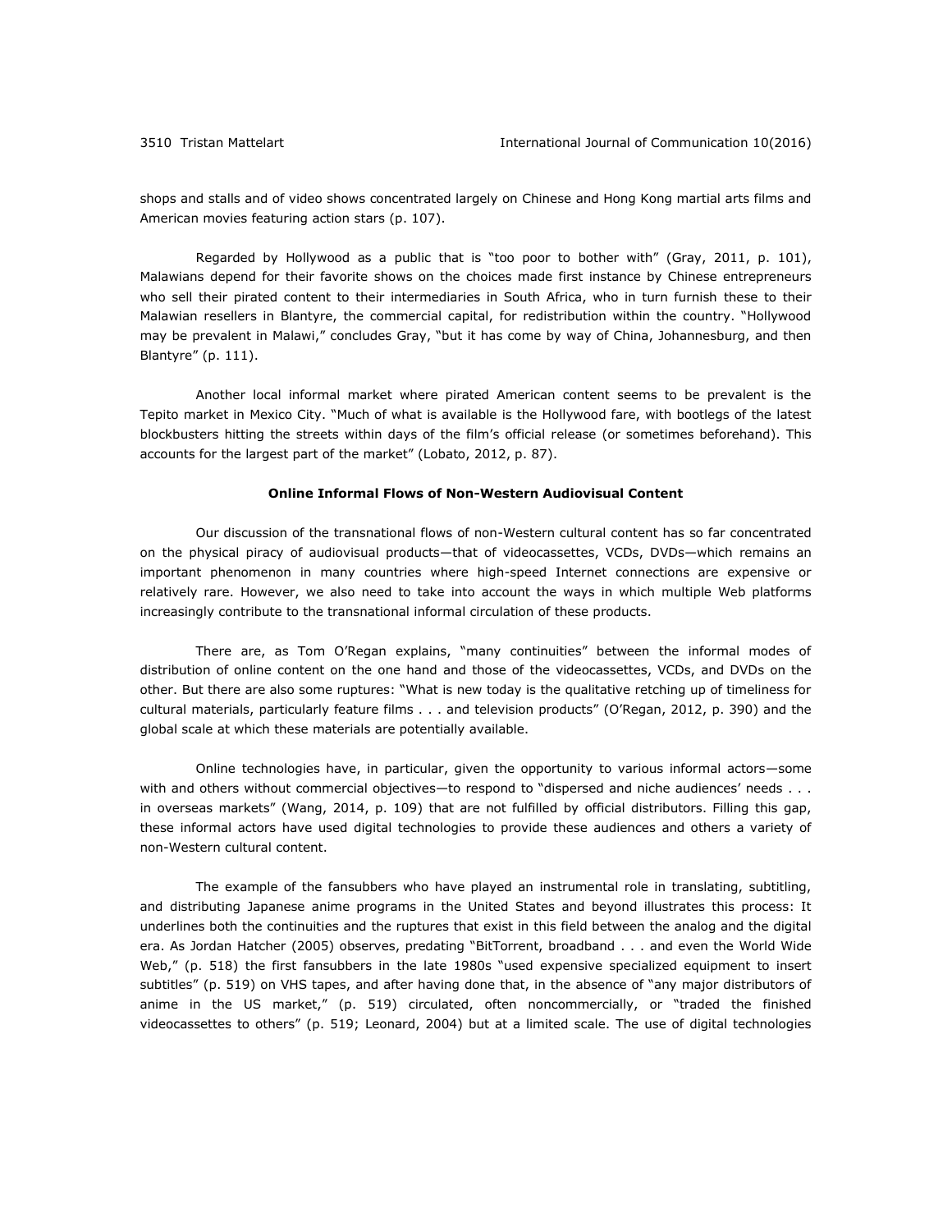shops and stalls and of video shows concentrated largely on Chinese and Hong Kong martial arts films and American movies featuring action stars (p. 107).

Regarded by Hollywood as a public that is "too poor to bother with" (Gray, 2011, p. 101), Malawians depend for their favorite shows on the choices made first instance by Chinese entrepreneurs who sell their pirated content to their intermediaries in South Africa, who in turn furnish these to their Malawian resellers in Blantyre, the commercial capital, for redistribution within the country. "Hollywood may be prevalent in Malawi," concludes Gray, "but it has come by way of China, Johannesburg, and then Blantyre" (p. 111).

Another local informal market where pirated American content seems to be prevalent is the Tepito market in Mexico City. "Much of what is available is the Hollywood fare, with bootlegs of the latest blockbusters hitting the streets within days of the film's official release (or sometimes beforehand). This accounts for the largest part of the market" (Lobato, 2012, p. 87).

## Online Informal Flows of Non-Western Audiovisual Content

Our discussion of the transnational flows of non-Western cultural content has so far concentrated on the physical piracy of audiovisual products—that of videocassettes, VCDs, DVDs—which remains an important phenomenon in many countries where high-speed Internet connections are expensive or relatively rare. However, we also need to take into account the ways in which multiple Web platforms increasingly contribute to the transnational informal circulation of these products.

There are, as Tom O'Regan explains, "many continuities" between the informal modes of distribution of online content on the one hand and those of the videocassettes, VCDs, and DVDs on the other. But there are also some ruptures: "What is new today is the qualitative retching up of timeliness for cultural materials, particularly feature films . . . and television products" (O'Regan, 2012, p. 390) and the global scale at which these materials are potentially available.

Online technologies have, in particular, given the opportunity to various informal actors—some with and others without commercial objectives—to respond to "dispersed and niche audiences' needs . . . in overseas markets" (Wang, 2014, p. 109) that are not fulfilled by official distributors. Filling this gap, these informal actors have used digital technologies to provide these audiences and others a variety of non-Western cultural content.

The example of the fansubbers who have played an instrumental role in translating, subtitling, and distributing Japanese anime programs in the United States and beyond illustrates this process: It underlines both the continuities and the ruptures that exist in this field between the analog and the digital era. As Jordan Hatcher (2005) observes, predating "BitTorrent, broadband . . . and even the World Wide Web," (p. 518) the first fansubbers in the late 1980s "used expensive specialized equipment to insert subtitles" (p. 519) on VHS tapes, and after having done that, in the absence of "any major distributors of anime in the US market," (p. 519) circulated, often noncommercially, or "traded the finished videocassettes to others" (p. 519; Leonard, 2004) but at a limited scale. The use of digital technologies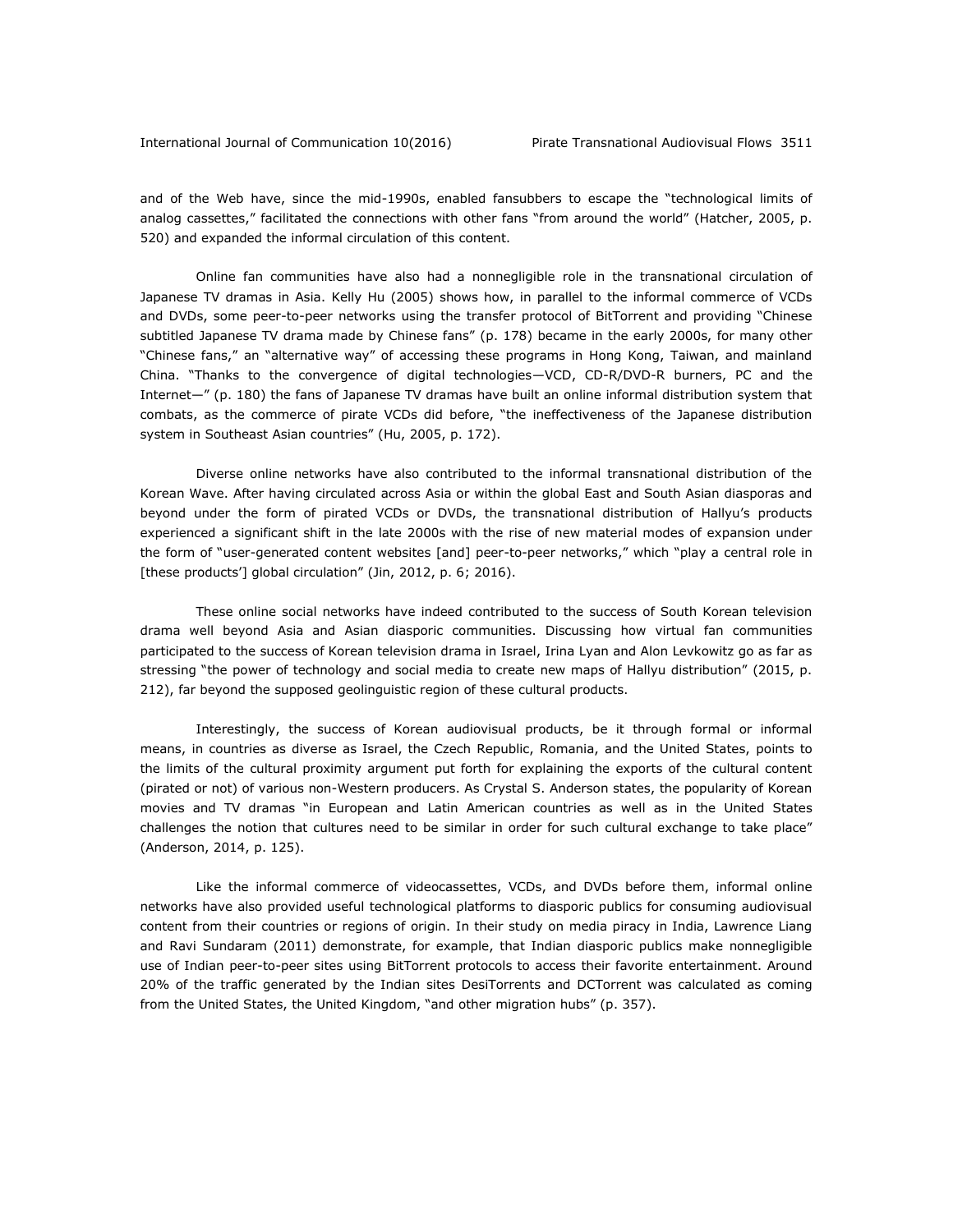and of the Web have, since the mid-1990s, enabled fansubbers to escape the "technological limits of analog cassettes," facilitated the connections with other fans "from around the world" (Hatcher, 2005, p. 520) and expanded the informal circulation of this content.

Online fan communities have also had a nonnegligible role in the transnational circulation of Japanese TV dramas in Asia. Kelly Hu (2005) shows how, in parallel to the informal commerce of VCDs and DVDs, some peer-to-peer networks using the transfer protocol of BitTorrent and providing "Chinese subtitled Japanese TV drama made by Chinese fans" (p. 178) became in the early 2000s, for many other "Chinese fans," an "alternative way" of accessing these programs in Hong Kong, Taiwan, and mainland China. "Thanks to the convergence of digital technologies—VCD, CD-R/DVD-R burners, PC and the Internet—" (p. 180) the fans of Japanese TV dramas have built an online informal distribution system that combats, as the commerce of pirate VCDs did before, "the ineffectiveness of the Japanese distribution system in Southeast Asian countries" (Hu, 2005, p. 172).

Diverse online networks have also contributed to the informal transnational distribution of the Korean Wave. After having circulated across Asia or within the global East and South Asian diasporas and beyond under the form of pirated VCDs or DVDs, the transnational distribution of Hallyu's products experienced a significant shift in the late 2000s with the rise of new material modes of expansion under the form of "user-generated content websites [and] peer-to-peer networks," which "play a central role in [these products'] global circulation" (Jin, 2012, p. 6; 2016).

These online social networks have indeed contributed to the success of South Korean television drama well beyond Asia and Asian diasporic communities. Discussing how virtual fan communities participated to the success of Korean television drama in Israel, Irina Lyan and Alon Levkowitz go as far as stressing "the power of technology and social media to create new maps of Hallyu distribution" (2015, p. 212), far beyond the supposed geolinguistic region of these cultural products.

Interestingly, the success of Korean audiovisual products, be it through formal or informal means, in countries as diverse as Israel, the Czech Republic, Romania, and the United States, points to the limits of the cultural proximity argument put forth for explaining the exports of the cultural content (pirated or not) of various non-Western producers. As Crystal S. Anderson states, the popularity of Korean movies and TV dramas "in European and Latin American countries as well as in the United States challenges the notion that cultures need to be similar in order for such cultural exchange to take place" (Anderson, 2014, p. 125).

Like the informal commerce of videocassettes, VCDs, and DVDs before them, informal online networks have also provided useful technological platforms to diasporic publics for consuming audiovisual content from their countries or regions of origin. In their study on media piracy in India, Lawrence Liang and Ravi Sundaram (2011) demonstrate, for example, that Indian diasporic publics make nonnegligible use of Indian peer-to-peer sites using BitTorrent protocols to access their favorite entertainment. Around 20% of the traffic generated by the Indian sites DesiTorrents and DCTorrent was calculated as coming from the United States, the United Kingdom, "and other migration hubs" (p. 357).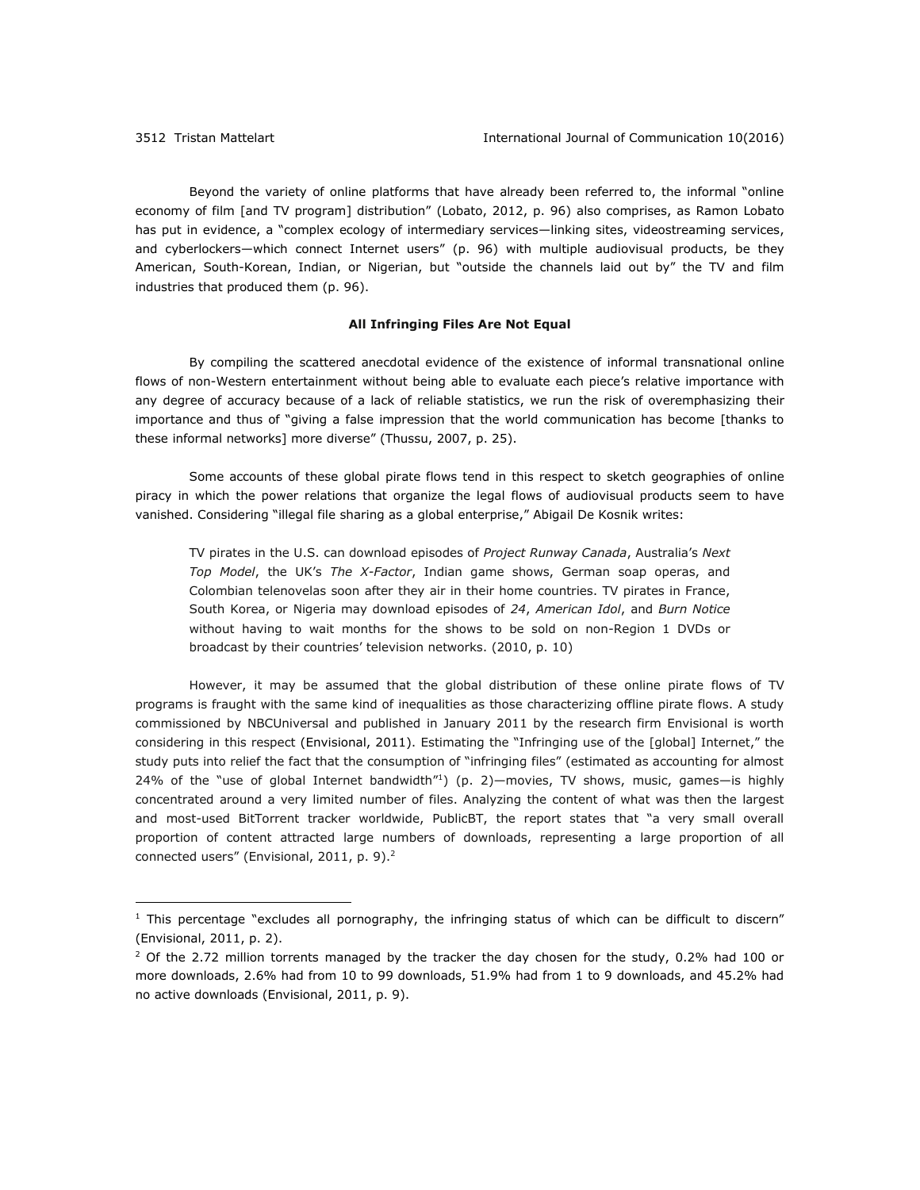Beyond the variety of online platforms that have already been referred to, the informal "online economy of film [and TV program] distribution" (Lobato, 2012, p. 96) also comprises, as Ramon Lobato has put in evidence, a "complex ecology of intermediary services—linking sites, videostreaming services, and cyberlockers—which connect Internet users" (p. 96) with multiple audiovisual products, be they American, South-Korean, Indian, or Nigerian, but "outside the channels laid out by" the TV and film industries that produced them (p. 96).

### All Infringing Files Are Not Equal

By compiling the scattered anecdotal evidence of the existence of informal transnational online flows of non-Western entertainment without being able to evaluate each piece's relative importance with any degree of accuracy because of a lack of reliable statistics, we run the risk of overemphasizing their importance and thus of "giving a false impression that the world communication has become [thanks to these informal networks] more diverse" (Thussu, 2007, p. 25).

Some accounts of these global pirate flows tend in this respect to sketch geographies of online piracy in which the power relations that organize the legal flows of audiovisual products seem to have vanished. Considering "illegal file sharing as a global enterprise," Abigail De Kosnik writes:

> TV pirates in the U.S. can download episodes of *Project Runway Canada*, Australia's *Next Top Model*, the UK's *The X-Factor*, Indian game shows, German soap operas, and Colombian telenovelas soon after they air in their home countries. TV pirates in France, South Korea, or Nigeria may download episodes of *24*, *American Idol*, and *Burn Notice* without having to wait months for the shows to be sold on non-Region 1 DVDs or broadcast by their countries' television networks. (2010, p. 10)

However, it may be assumed that the global distribution of these online pirate flows of TV programs is fraught with the same kind of inequalities as those characterizing offline pirate flows. A study commissioned by NBCUniversal and published in January 2011 by the research firm Envisional is worth considering in this respect (Envisional, 2011). Estimating the "Infringing use of the [global] Internet," the study puts into relief the fact that the consumption of "infringing files" (estimated as accounting for almost 24% of the "use of global Internet bandwidth"[1]) (p. 2)—movies, TV shows, music, games—is highly concentrated around a very limited number of files. Analyzing the content of what was then the largest and most-used BitTorrent tracker worldwide, PublicBT, the report states that "a very small overall proportion of content attracted large numbers of downloads, representing a large proportion of all connected users" (Envisional, 2011, p. 9).[2]

---

[1] This percentage "excludes all pornography, the infringing status of which can be difficult to discern" (Envisional, 2011, p. 2).

[2] Of the 2.72 million torrents managed by the tracker the day chosen for the study, 0.2% had 100 or more downloads, 2.6% had from 10 to 99 downloads, 51.9% had from 1 to 9 downloads, and 45.2% had no active downloads (Envisional, 2011, p. 9).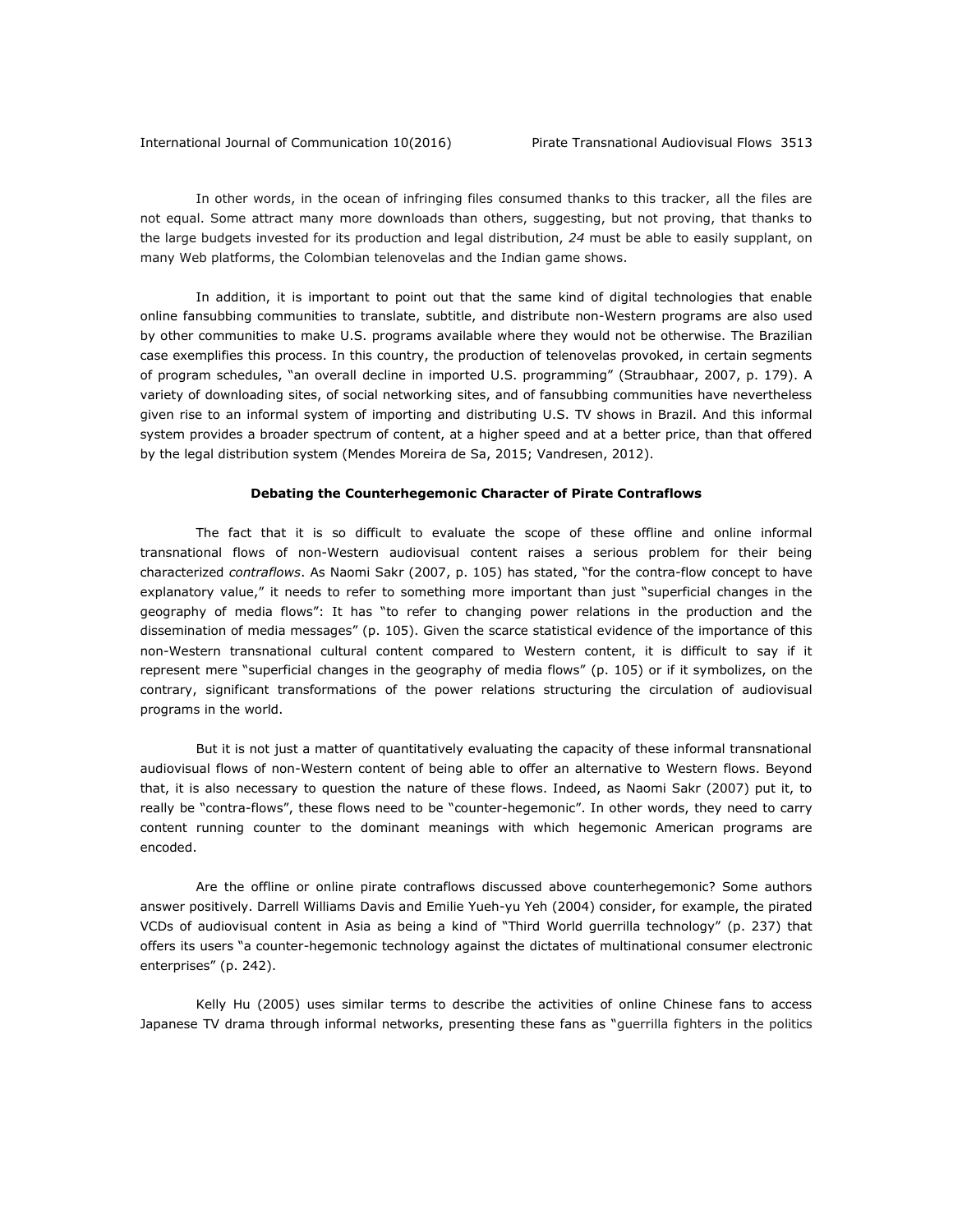In other words, in the ocean of infringing files consumed thanks to this tracker, all the files are not equal. Some attract many more downloads than others, suggesting, but not proving, that thanks to the large budgets invested for its production and legal distribution, *24* must be able to easily supplant, on many Web platforms, the Colombian telenovelas and the Indian game shows.

In addition, it is important to point out that the same kind of digital technologies that enable online fansubbing communities to translate, subtitle, and distribute non-Western programs are also used by other communities to make U.S. programs available where they would not be otherwise. The Brazilian case exemplifies this process. In this country, the production of telenovelas provoked, in certain segments of program schedules, "an overall decline in imported U.S. programming" (Straubhaar, 2007, p. 179). A variety of downloading sites, of social networking sites, and of fansubbing communities have nevertheless given rise to an informal system of importing and distributing U.S. TV shows in Brazil. And this informal system provides a broader spectrum of content, at a higher speed and at a better price, than that offered by the legal distribution system (Mendes Moreira de Sa, 2015; Vandresen, 2012).

### Debating the Counterhegemonic Character of Pirate Contraflows

The fact that it is so difficult to evaluate the scope of these offline and online informal transnational flows of non-Western audiovisual content raises a serious problem for their being characterized *contraflows*. As Naomi Sakr (2007, p. 105) has stated, "for the contra-flow concept to have explanatory value," it needs to refer to something more important than just "superficial changes in the geography of media flows": It has "to refer to changing power relations in the production and the dissemination of media messages" (p. 105). Given the scarce statistical evidence of the importance of this non-Western transnational cultural content compared to Western content, it is difficult to say if it represent mere "superficial changes in the geography of media flows" (p. 105) or if it symbolizes, on the contrary, significant transformations of the power relations structuring the circulation of audiovisual programs in the world.

But it is not just a matter of quantitatively evaluating the capacity of these informal transnational audiovisual flows of non-Western content of being able to offer an alternative to Western flows. Beyond that, it is also necessary to question the nature of these flows. Indeed, as Naomi Sakr (2007) put it, to really be "contra-flows", these flows need to be "counter-hegemonic". In other words, they need to carry content running counter to the dominant meanings with which hegemonic American programs are encoded.

Are the offline or online pirate contraflows discussed above counterhegemonic? Some authors answer positively. Darrell Williams Davis and Emilie Yueh-yu Yeh (2004) consider, for example, the pirated VCDs of audiovisual content in Asia as being a kind of "Third World guerrilla technology" (p. 237) that offers its users "a counter-hegemonic technology against the dictates of multinational consumer electronic enterprises" (p. 242).

Kelly Hu (2005) uses similar terms to describe the activities of online Chinese fans to access Japanese TV drama through informal networks, presenting these fans as "guerrilla fighters in the politics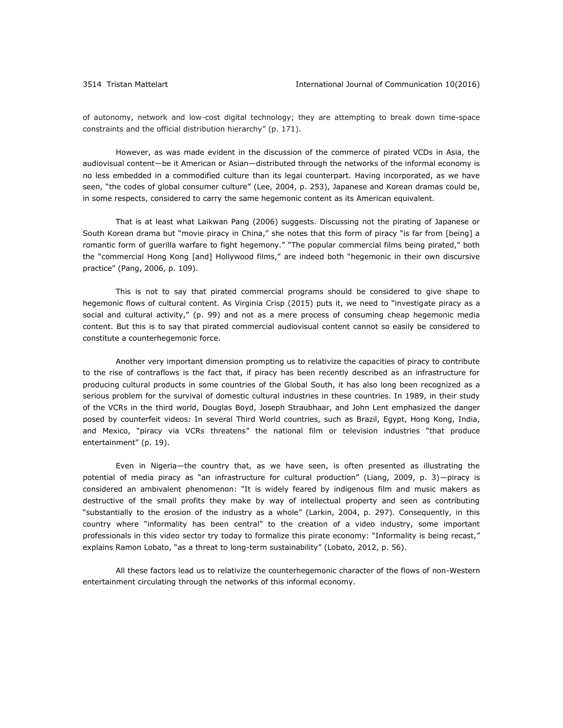of autonomy, network and low-cost digital technology; they are attempting to break down time-space constraints and the official distribution hierarchy" (p. 171).

However, as was made evident in the discussion of the commerce of pirated VCDs in Asia, the audiovisual content—be it American or Asian—distributed through the networks of the informal economy is no less embedded in a commodified culture than its legal counterpart. Having incorporated, as we have seen, "the codes of global consumer culture" (Lee, 2004, p. 253), Japanese and Korean dramas could be, in some respects, considered to carry the same hegemonic content as its American equivalent.

That is at least what Laikwan Pang (2006) suggests. Discussing not the pirating of Japanese or South Korean drama but "movie piracy in China," she notes that this form of piracy "is far from [being] a romantic form of guerilla warfare to fight hegemony." "The popular commercial films being pirated," both the "commercial Hong Kong [and] Hollywood films," are indeed both "hegemonic in their own discursive practice" (Pang, 2006, p. 109).

This is not to say that pirated commercial programs should be considered to give shape to hegemonic flows of cultural content. As Virginia Crisp (2015) puts it, we need to "investigate piracy as a social and cultural activity," (p. 99) and not as a mere process of consuming cheap hegemonic media content. But this is to say that pirated commercial audiovisual content cannot so easily be considered to constitute a counterhegemonic force.

Another very important dimension prompting us to relativize the capacities of piracy to contribute to the rise of contraflows is the fact that, if piracy has been recently described as an infrastructure for producing cultural products in some countries of the Global South, it has also long been recognized as a serious problem for the survival of domestic cultural industries in these countries. In 1989, in their study of the VCRs in the third world, Douglas Boyd, Joseph Straubhaar, and John Lent emphasized the danger posed by counterfeit videos: In several Third World countries, such as Brazil, Egypt, Hong Kong, India, and Mexico, "piracy via VCRs threatens" the national film or television industries "that produce entertainment" (p. 19).

Even in Nigeria—the country that, as we have seen, is often presented as illustrating the potential of media piracy as "an infrastructure for cultural production" (Liang, 2009, p. 3)—piracy is considered an ambivalent phenomenon: "It is widely feared by indigenous film and music makers as destructive of the small profits they make by way of intellectual property and seen as contributing "substantially to the erosion of the industry as a whole" (Larkin, 2004, p. 297). Consequently, in this country where "informality has been central" to the creation of a video industry, some important professionals in this video sector try today to formalize this pirate economy: "Informality is being recast," explains Ramon Lobato, "as a threat to long-term sustainability" (Lobato, 2012, p. 56).

All these factors lead us to relativize the counterhegemonic character of the flows of non-Western entertainment circulating through the networks of this informal economy.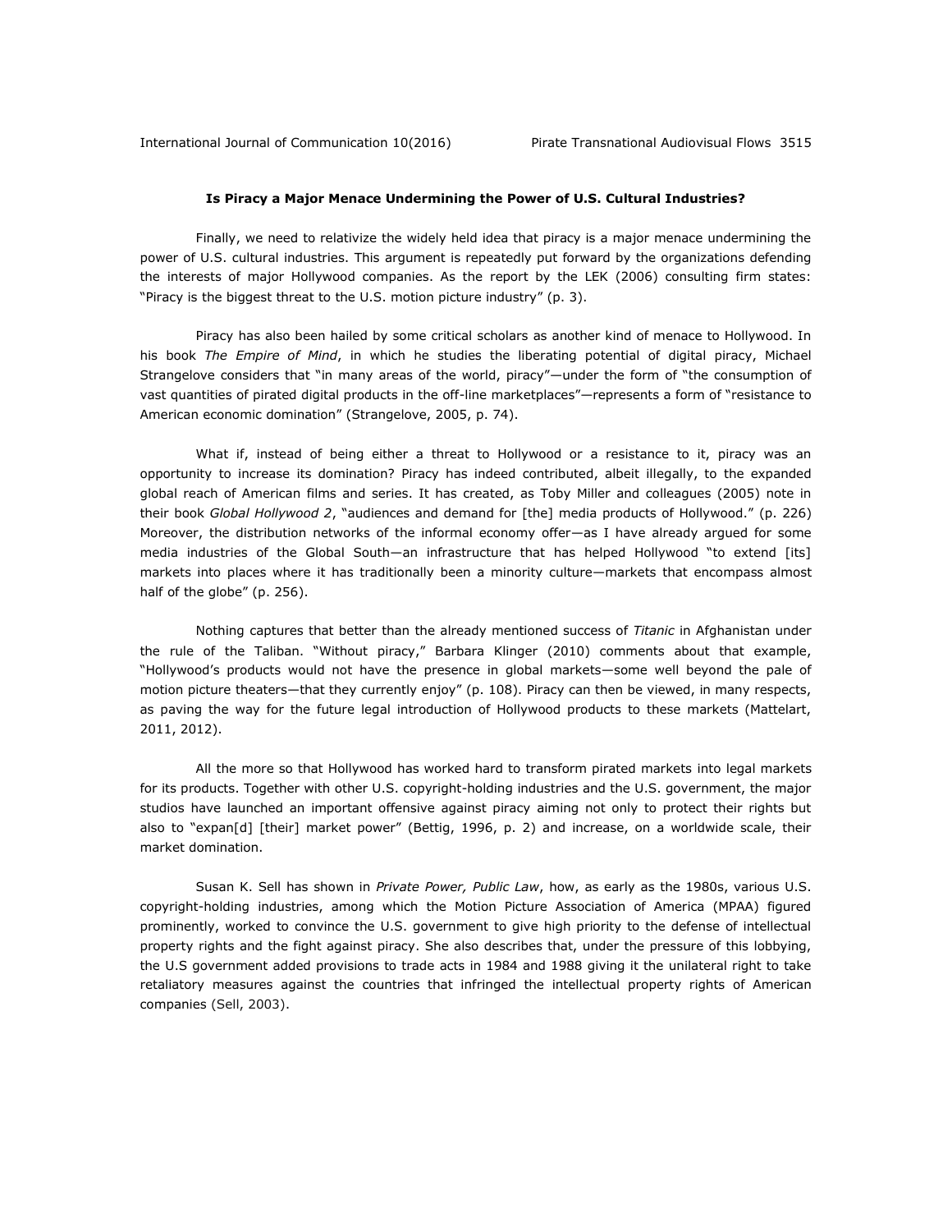### Is Piracy a Major Menace Undermining the Power of U.S. Cultural Industries?

Finally, we need to relativize the widely held idea that piracy is a major menace undermining the power of U.S. cultural industries. This argument is repeatedly put forward by the organizations defending the interests of major Hollywood companies. As the report by the LEK (2006) consulting firm states: "Piracy is the biggest threat to the U.S. motion picture industry" (p. 3).

Piracy has also been hailed by some critical scholars as another kind of menace to Hollywood. In his book *The Empire of Mind*, in which he studies the liberating potential of digital piracy, Michael Strangelove considers that "in many areas of the world, piracy"—under the form of "the consumption of vast quantities of pirated digital products in the off-line marketplaces"—represents a form of "resistance to American economic domination" (Strangelove, 2005, p. 74).

What if, instead of being either a threat to Hollywood or a resistance to it, piracy was an opportunity to increase its domination? Piracy has indeed contributed, albeit illegally, to the expanded global reach of American films and series. It has created, as Toby Miller and colleagues (2005) note in their book *Global Hollywood 2*, "audiences and demand for [the] media products of Hollywood." (p. 226) Moreover, the distribution networks of the informal economy offer—as I have already argued for some media industries of the Global South—an infrastructure that has helped Hollywood "to extend [its] markets into places where it has traditionally been a minority culture—markets that encompass almost half of the globe" (p. 256).

Nothing captures that better than the already mentioned success of *Titanic* in Afghanistan under the rule of the Taliban. "Without piracy," Barbara Klinger (2010) comments about that example, "Hollywood's products would not have the presence in global markets—some well beyond the pale of motion picture theaters—that they currently enjoy" (p. 108). Piracy can then be viewed, in many respects, as paving the way for the future legal introduction of Hollywood products to these markets (Mattelart, 2011, 2012).

All the more so that Hollywood has worked hard to transform pirated markets into legal markets for its products. Together with other U.S. copyright-holding industries and the U.S. government, the major studios have launched an important offensive against piracy aiming not only to protect their rights but also to "expan[d] [their] market power" (Bettig, 1996, p. 2) and increase, on a worldwide scale, their market domination.

Susan K. Sell has shown in *Private Power, Public Law*, how, as early as the 1980s, various U.S. copyright-holding industries, among which the Motion Picture Association of America (MPAA) figured prominently, worked to convince the U.S. government to give high priority to the defense of intellectual property rights and the fight against piracy. She also describes that, under the pressure of this lobbying, the U.S government added provisions to trade acts in 1984 and 1988 giving it the unilateral right to take retaliatory measures against the countries that infringed the intellectual property rights of American companies (Sell, 2003).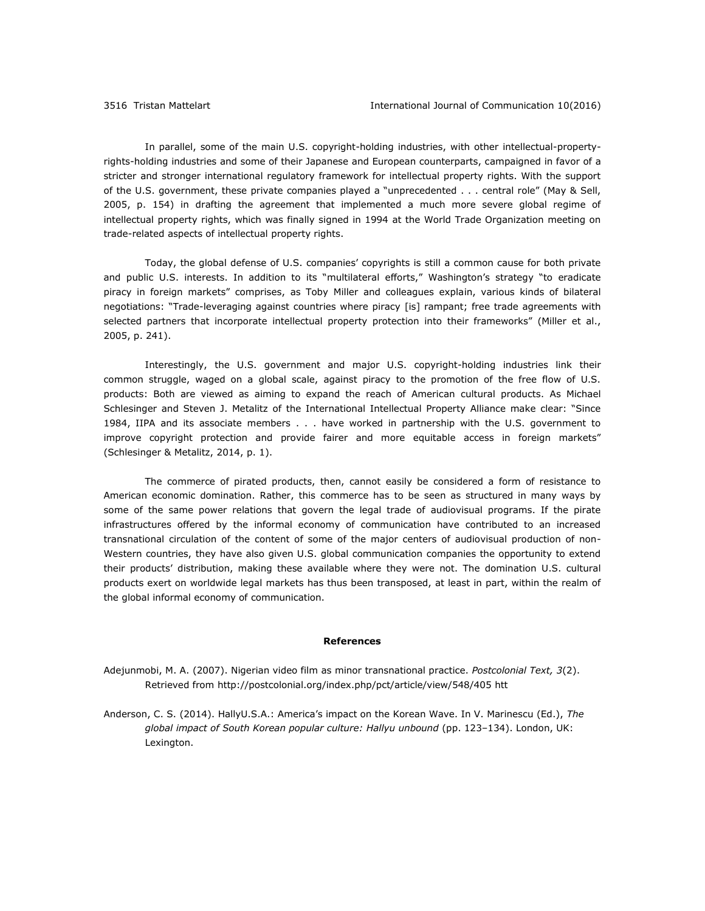In parallel, some of the main U.S. copyright-holding industries, with other intellectual-property-rights-holding industries and some of their Japanese and European counterparts, campaigned in favor of a stricter and stronger international regulatory framework for intellectual property rights. With the support of the U.S. government, these private companies played a "unprecedented . . . central role" (May & Sell, 2005, p. 154) in drafting the agreement that implemented a much more severe global regime of intellectual property rights, which was finally signed in 1994 at the World Trade Organization meeting on trade-related aspects of intellectual property rights.

Today, the global defense of U.S. companies' copyrights is still a common cause for both private and public U.S. interests. In addition to its "multilateral efforts," Washington's strategy "to eradicate piracy in foreign markets" comprises, as Toby Miller and colleagues explain, various kinds of bilateral negotiations: "Trade-leveraging against countries where piracy [is] rampant; free trade agreements with selected partners that incorporate intellectual property protection into their frameworks" (Miller et al., 2005, p. 241).

Interestingly, the U.S. government and major U.S. copyright-holding industries link their common struggle, waged on a global scale, against piracy to the promotion of the free flow of U.S. products: Both are viewed as aiming to expand the reach of American cultural products. As Michael Schlesinger and Steven J. Metalitz of the International Intellectual Property Alliance make clear: "Since 1984, IIPA and its associate members . . . have worked in partnership with the U.S. government to improve copyright protection and provide fairer and more equitable access in foreign markets" (Schlesinger & Metalitz, 2014, p. 1).

The commerce of pirated products, then, cannot easily be considered a form of resistance to American economic domination. Rather, this commerce has to be seen as structured in many ways by some of the same power relations that govern the legal trade of audiovisual programs. If the pirate infrastructures offered by the informal economy of communication have contributed to an increased transnational circulation of the content of some of the major centers of audiovisual production of non-Western countries, they have also given U.S. global communication companies the opportunity to extend their products' distribution, making these available where they were not. The domination U.S. cultural products exert on worldwide legal markets has thus been transposed, at least in part, within the realm of the global informal economy of communication.

## References

Adejunmobi, M. A. (2007). Nigerian video film as minor transnational practice. *Postcolonial Text, 3*(2). Retrieved from http://postcolonial.org/index.php/pct/article/view/548/405 htt

Anderson, C. S. (2014). HallyU.S.A.: America's impact on the Korean Wave. In V. Marinescu (Ed.), *The global impact of South Korean popular culture: Hallyu unbound* (pp. 123–134). London, UK: Lexington.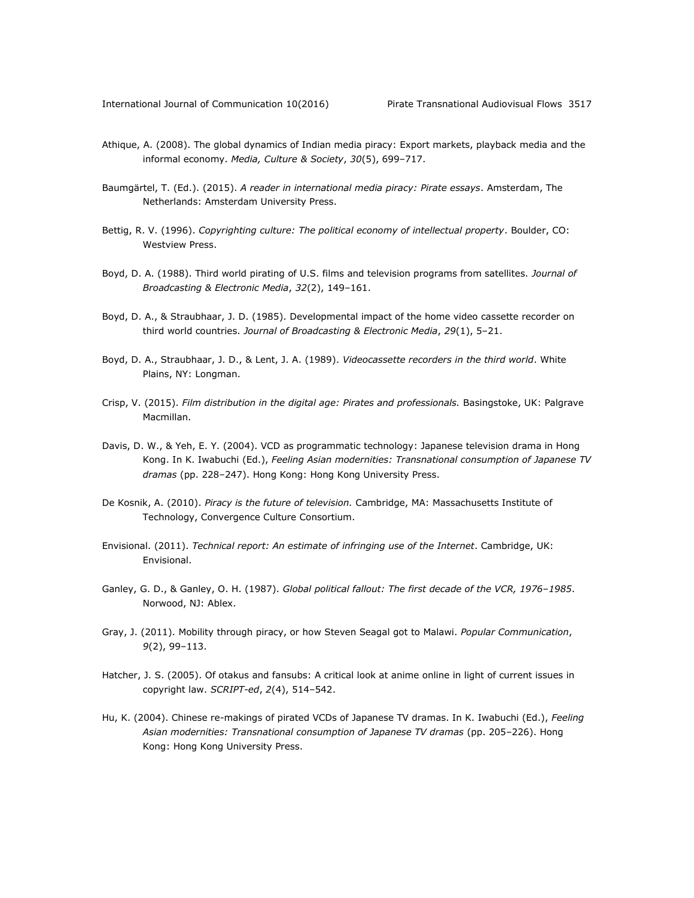Athique, A. (2008). The global dynamics of Indian media piracy: Export markets, playback media and the informal economy. *Media, Culture & Society*, *30*(5), 699–717.

Baumgärtel, T. (Ed.). (2015). *A reader in international media piracy: Pirate essays*. Amsterdam, The Netherlands: Amsterdam University Press.

Bettig, R. V. (1996). *Copyrighting culture: The political economy of intellectual property*. Boulder, CO: Westview Press.

Boyd, D. A. (1988). Third world pirating of U.S. films and television programs from satellites. *Journal of Broadcasting & Electronic Media*, *32*(2), 149–161.

Boyd, D. A., & Straubhaar, J. D. (1985). Developmental impact of the home video cassette recorder on third world countries. *Journal of Broadcasting & Electronic Media*, *29*(1), 5–21.

Boyd, D. A., Straubhaar, J. D., & Lent, J. A. (1989). *Videocassette recorders in the third world*. White Plains, NY: Longman.

Crisp, V. (2015). *Film distribution in the digital age: Pirates and professionals.* Basingstoke, UK: Palgrave Macmillan.

Davis, D. W., & Yeh, E. Y. (2004). VCD as programmatic technology: Japanese television drama in Hong Kong. In K. Iwabuchi (Ed.), *Feeling Asian modernities: Transnational consumption of Japanese TV dramas* (pp. 228–247). Hong Kong: Hong Kong University Press.

De Kosnik, A. (2010). *Piracy is the future of television.* Cambridge, MA: Massachusetts Institute of Technology, Convergence Culture Consortium.

Envisional. (2011). *Technical report: An estimate of infringing use of the Internet*. Cambridge, UK: Envisional.

Ganley, G. D., & Ganley, O. H. (1987). *Global political fallout: The first decade of the VCR, 1976–1985*. Norwood, NJ: Ablex.

Gray, J. (2011). Mobility through piracy, or how Steven Seagal got to Malawi. *Popular Communication*, *9*(2), 99–113.

Hatcher, J. S. (2005). Of otakus and fansubs: A critical look at anime online in light of current issues in copyright law. *SCRIPT-ed*, *2*(4), 514–542.

Hu, K. (2004). Chinese re-makings of pirated VCDs of Japanese TV dramas. In K. Iwabuchi (Ed.), *Feeling Asian modernities: Transnational consumption of Japanese TV dramas* (pp. 205–226). Hong Kong: Hong Kong University Press.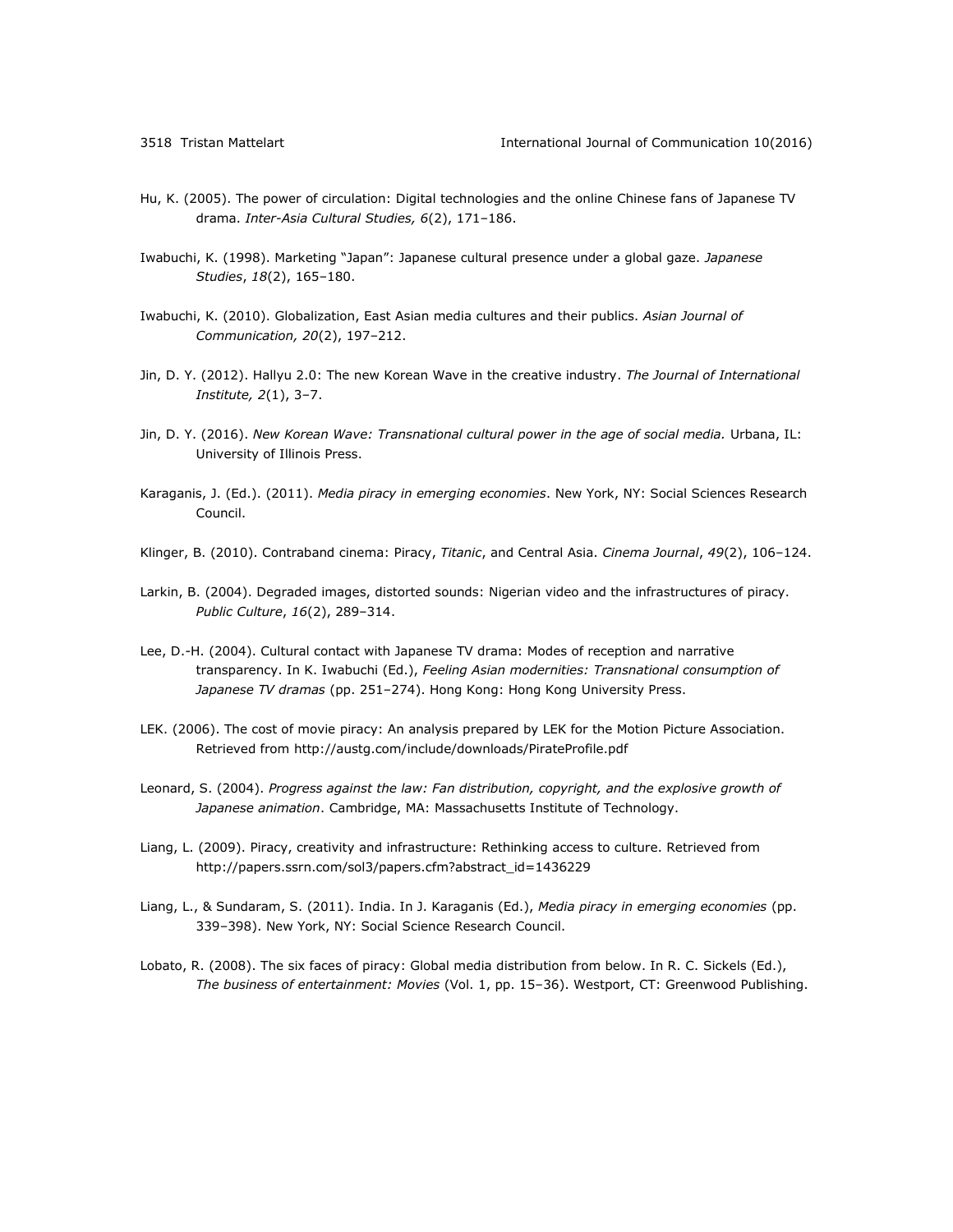Hu, K. (2005). The power of circulation: Digital technologies and the online Chinese fans of Japanese TV drama. *Inter-Asia Cultural Studies, 6*(2), 171–186.

Iwabuchi, K. (1998). Marketing "Japan": Japanese cultural presence under a global gaze. *Japanese Studies*, *18*(2), 165–180.

Iwabuchi, K. (2010). Globalization, East Asian media cultures and their publics. *Asian Journal of Communication, 20*(2), 197–212.

Jin, D. Y. (2012). Hallyu 2.0: The new Korean Wave in the creative industry. *The Journal of International Institute, 2*(1), 3–7.

Jin, D. Y. (2016). *New Korean Wave: Transnational cultural power in the age of social media.* Urbana, IL: University of Illinois Press.

Karaganis, J. (Ed.). (2011). *Media piracy in emerging economies*. New York, NY: Social Sciences Research Council.

Klinger, B. (2010). Contraband cinema: Piracy, *Titanic*, and Central Asia. *Cinema Journal*, *49*(2), 106–124.

Larkin, B. (2004). Degraded images, distorted sounds: Nigerian video and the infrastructures of piracy. *Public Culture*, *16*(2), 289–314.

Lee, D.-H. (2004). Cultural contact with Japanese TV drama: Modes of reception and narrative transparency. In K. Iwabuchi (Ed.), *Feeling Asian modernities: Transnational consumption of Japanese TV dramas* (pp. 251–274). Hong Kong: Hong Kong University Press.

LEK. (2006). The cost of movie piracy: An analysis prepared by LEK for the Motion Picture Association. Retrieved from http://austg.com/include/downloads/PirateProfile.pdf

Leonard, S. (2004). *Progress against the law: Fan distribution, copyright, and the explosive growth of Japanese animation*. Cambridge, MA: Massachusetts Institute of Technology.

Liang, L. (2009). Piracy, creativity and infrastructure: Rethinking access to culture. Retrieved from http://papers.ssrn.com/sol3/papers.cfm?abstract_id=1436229

Liang, L., & Sundaram, S. (2011). India. In J. Karaganis (Ed.), *Media piracy in emerging economies* (pp. 339–398). New York, NY: Social Science Research Council.

Lobato, R. (2008). The six faces of piracy: Global media distribution from below. In R. C. Sickels (Ed.), *The business of entertainment: Movies* (Vol. 1, pp. 15–36). Westport, CT: Greenwood Publishing.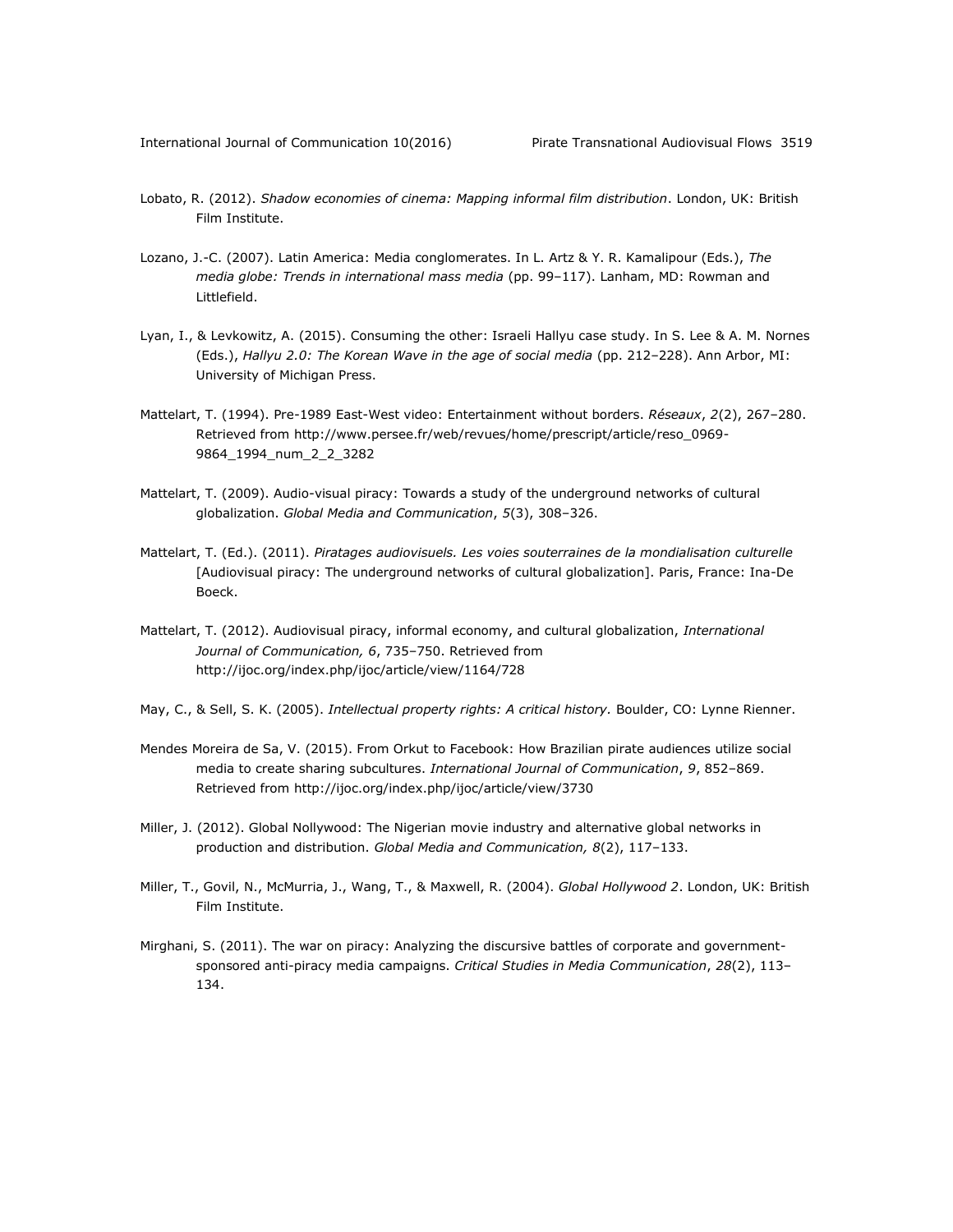Lobato, R. (2012). *Shadow economies of cinema: Mapping informal film distribution*. London, UK: British Film Institute.

Lozano, J.-C. (2007). Latin America: Media conglomerates. In L. Artz & Y. R. Kamalipour (Eds.), *The media globe: Trends in international mass media* (pp. 99–117). Lanham, MD: Rowman and Littlefield.

Lyan, I., & Levkowitz, A. (2015). Consuming the other: Israeli Hallyu case study. In S. Lee & A. M. Nornes (Eds.), *Hallyu 2.0: The Korean Wave in the age of social media* (pp. 212–228). Ann Arbor, MI: University of Michigan Press.

Mattelart, T. (1994). Pre-1989 East-West video: Entertainment without borders. *Réseaux*, *2*(2), 267–280. Retrieved from http://www.persee.fr/web/revues/home/prescript/article/reso_0969-9864_1994_num_2_2_3282

Mattelart, T. (2009). Audio-visual piracy: Towards a study of the underground networks of cultural globalization. *Global Media and Communication*, *5*(3), 308–326.

Mattelart, T. (Ed.). (2011). *Piratages audiovisuels. Les voies souterraines de la mondialisation culturelle* [Audiovisual piracy: The underground networks of cultural globalization]. Paris, France: Ina-De Boeck.

Mattelart, T. (2012). Audiovisual piracy, informal economy, and cultural globalization, *International Journal of Communication, 6*, 735–750. Retrieved from http://ijoc.org/index.php/ijoc/article/view/1164/728

May, C., & Sell, S. K. (2005). *Intellectual property rights: A critical history.* Boulder, CO: Lynne Rienner.

Mendes Moreira de Sa, V. (2015). From Orkut to Facebook: How Brazilian pirate audiences utilize social media to create sharing subcultures. *International Journal of Communication*, *9*, 852–869. Retrieved from http://ijoc.org/index.php/ijoc/article/view/3730

Miller, J. (2012). Global Nollywood: The Nigerian movie industry and alternative global networks in production and distribution. *Global Media and Communication, 8*(2), 117–133.

Miller, T., Govil, N., McMurria, J., Wang, T., & Maxwell, R. (2004). *Global Hollywood 2*. London, UK: British Film Institute.

Mirghani, S. (2011). The war on piracy: Analyzing the discursive battles of corporate and government-sponsored anti-piracy media campaigns. *Critical Studies in Media Communication*, *28*(2), 113–134.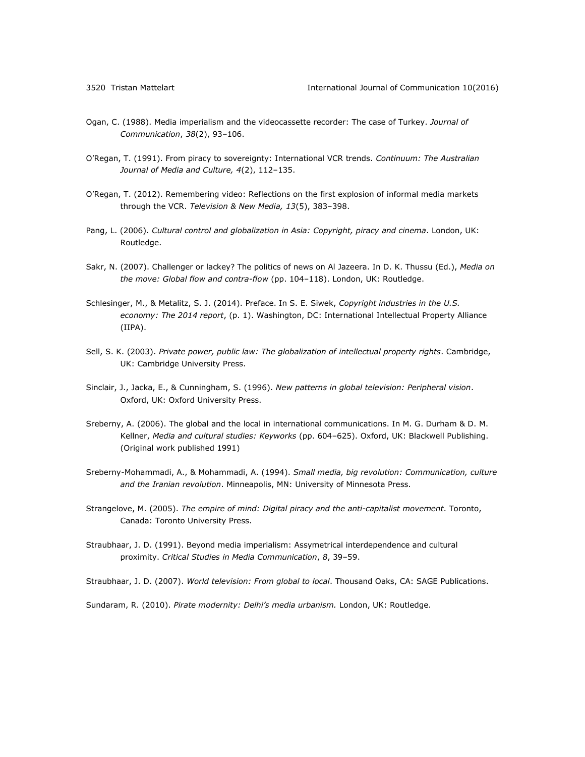Ogan, C. (1988). Media imperialism and the videocassette recorder: The case of Turkey. *Journal of Communication*, *38*(2), 93–106.

O'Regan, T. (1991). From piracy to sovereignty: International VCR trends. *Continuum: The Australian Journal of Media and Culture, 4*(2), 112–135.

O'Regan, T. (2012). Remembering video: Reflections on the first explosion of informal media markets through the VCR. *Television & New Media, 13*(5), 383–398.

Pang, L. (2006). *Cultural control and globalization in Asia: Copyright, piracy and cinema*. London, UK: Routledge.

Sakr, N. (2007). Challenger or lackey? The politics of news on Al Jazeera. In D. K. Thussu (Ed.), *Media on the move: Global flow and contra-flow* (pp. 104–118). London, UK: Routledge.

Schlesinger, M., & Metalitz, S. J. (2014). Preface. In S. E. Siwek, *Copyright industries in the U.S. economy: The 2014 report*, (p. 1). Washington, DC: International Intellectual Property Alliance (IIPA).

Sell, S. K. (2003). *Private power, public law: The globalization of intellectual property rights*. Cambridge, UK: Cambridge University Press.

Sinclair, J., Jacka, E., & Cunningham, S. (1996). *New patterns in global television: Peripheral vision*. Oxford, UK: Oxford University Press.

Sreberny, A. (2006). The global and the local in international communications. In M. G. Durham & D. M. Kellner, *Media and cultural studies: Keyworks* (pp. 604–625). Oxford, UK: Blackwell Publishing. (Original work published 1991)

Sreberny-Mohammadi, A., & Mohammadi, A. (1994). *Small media, big revolution: Communication, culture and the Iranian revolution*. Minneapolis, MN: University of Minnesota Press.

Strangelove, M. (2005). *The empire of mind: Digital piracy and the anti-capitalist movement*. Toronto, Canada: Toronto University Press.

Straubhaar, J. D. (1991). Beyond media imperialism: Assymetrical interdependence and cultural proximity. *Critical Studies in Media Communication*, *8*, 39–59.

Straubhaar, J. D. (2007). *World television: From global to local*. Thousand Oaks, CA: SAGE Publications.

Sundaram, R. (2010). *Pirate modernity: Delhi's media urbanism.* London, UK: Routledge.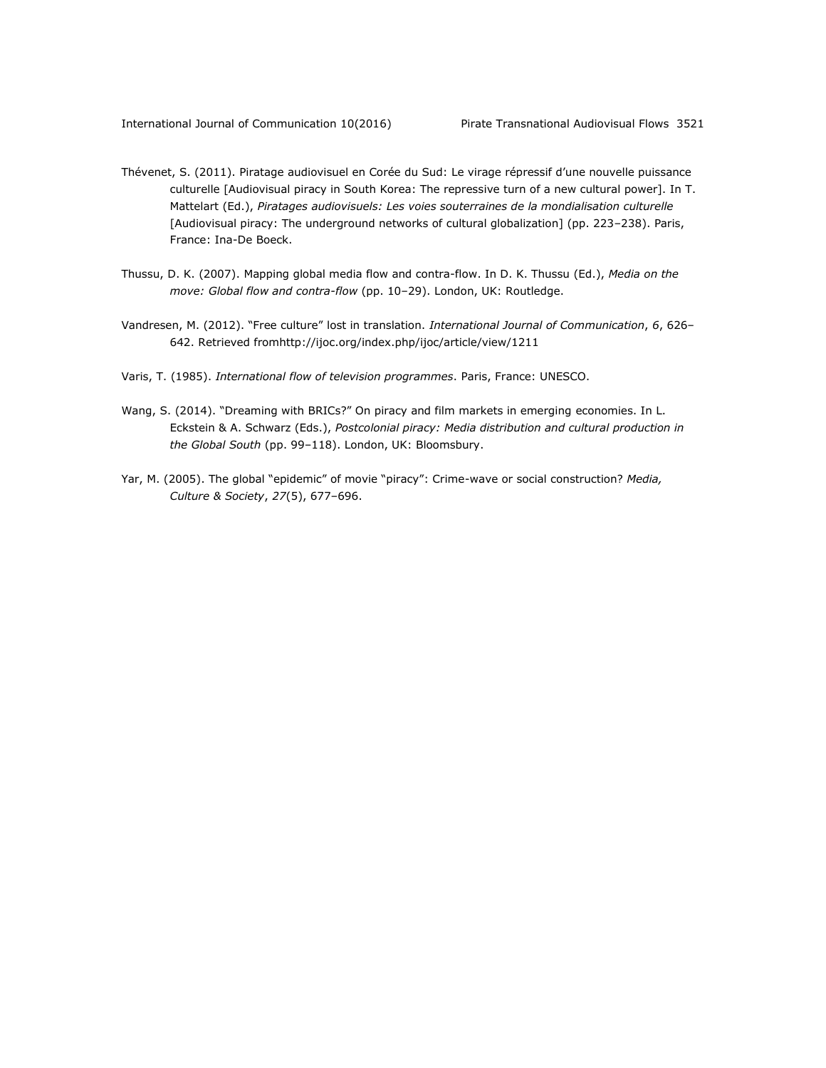Thévenet, S. (2011). Piratage audiovisuel en Corée du Sud: Le virage répressif d'une nouvelle puissance culturelle [Audiovisual piracy in South Korea: The repressive turn of a new cultural power]. In T. Mattelart (Ed.), *Piratages audiovisuels: Les voies souterraines de la mondialisation culturelle* [Audiovisual piracy: The underground networks of cultural globalization] (pp. 223–238). Paris, France: Ina-De Boeck.

Thussu, D. K. (2007). Mapping global media flow and contra-flow. In D. K. Thussu (Ed.), *Media on the move: Global flow and contra-flow* (pp. 10–29). London, UK: Routledge.

Vandresen, M. (2012). "Free culture" lost in translation. *International Journal of Communication*, *6*, 626–642. Retrieved fromhttp://ijoc.org/index.php/ijoc/article/view/1211

Varis, T. (1985). *International flow of television programmes*. Paris, France: UNESCO.

Wang, S. (2014). "Dreaming with BRICs?" On piracy and film markets in emerging economies. In L. Eckstein & A. Schwarz (Eds.), *Postcolonial piracy: Media distribution and cultural production in the Global South* (pp. 99–118). London, UK: Bloomsbury.

Yar, M. (2005). The global "epidemic" of movie "piracy": Crime-wave or social construction? *Media, Culture & Society*, *27*(5), 677–696.